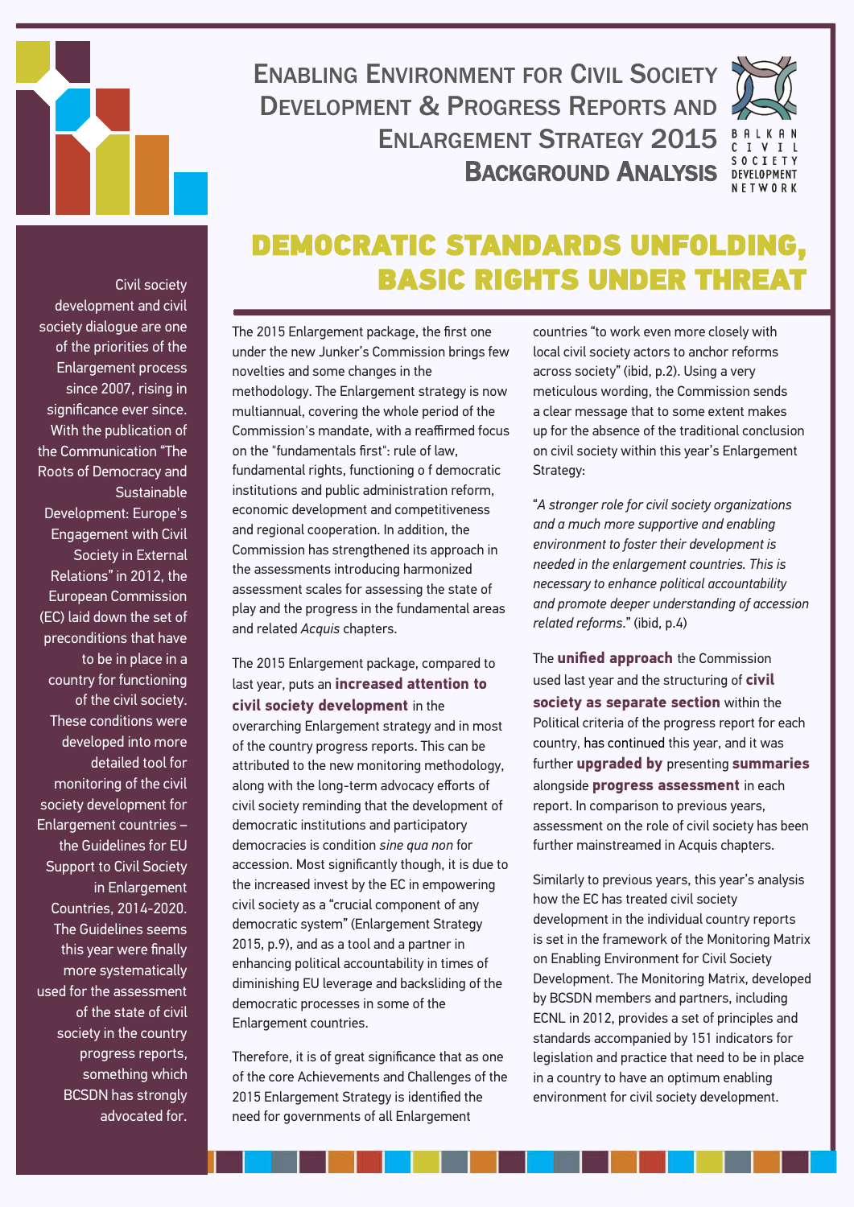# Enabling Environment for Civil Society Development & Progress Reports and Enlargement Strategy 2015 Background Analysis

Balkan Civil Society Development Network

## DEMOCRATIC STANDARDS UNFOLDING, BASIC RIGHTS UNDER THREAT

Civil society development and civil society dialogue are one of the priorities of the Enlargement process since 2007, rising in significance ever since. With the publication of the Communication "The Roots of Democracy and Sustainable Development: Europe's Engagement with Civil Society in External Relations" in 2012, the European Commission (EC) laid down the set of preconditions that have to be in place in a country for functioning of the civil society. These conditions were developed into more detailed tool for monitoring of the civil society development for Enlargement countries – the Guidelines for EU Support to Civil Society in Enlargement Countries, 2014-2020. The Guidelines seems this year were finally more systematically used for the assessment of the state of civil society in the country progress reports, something which BCSDN has strongly advocated for.

The 2015 Enlargement package, the first one under the new Junker's Commission brings few novelties and some changes in the methodology. The Enlargement strategy is now multiannual, covering the whole period of the Commission's mandate, with a reaffirmed focus on the "fundamentals first": rule of law, fundamental rights, functioning o f democratic institutions and public administration reform, economic development and competitiveness and regional cooperation. In addition, the Commission has strengthened its approach in the assessments introducing harmonized assessment scales for assessing the state of play and the progress in the fundamental areas and related *Acquis* chapters.

The 2015 Enlargement package, compared to last year, puts an **increased attention to civil society development** in the overarching Enlargement strategy and in most of the country progress reports. This can be attributed to the new monitoring methodology, along with the long-term advocacy efforts of civil society reminding that the development of democratic institutions and participatory democracies is condition *sine qua non* for accession. Most significantly though, it is due to the increased invest by the EC in empowering civil society as a "crucial component of any democratic system" (Enlargement Strategy 2015, p.9), and as a tool and a partner in enhancing political accountability in times of diminishing EU leverage and backsliding of the democratic processes in some of the Enlargement countries.

Therefore, it is of great significance that as one of the core Achievements and Challenges of the 2015 Enlargement Strategy is identified the need for governments of all Enlargement countries "to work even more closely with local civil society actors to anchor reforms across society" (ibid, p.2). Using a very meticulous wording, the Commission sends a clear message that to some extent makes up for the absence of the traditional conclusion on civil society within this year's Enlargement Strategy:

"*A stronger role for civil society organizations and a much more supportive and enabling environment to foster their development is needed in the enlargement countries. This is necessary to enhance political accountability and promote deeper understanding of accession related reforms.*" (ibid, p.4)

The **unified approach** the Commission used last year and the structuring of **civil society as separate section** within the Political criteria of the progress report for each country, has continued this year, and it was further **upgraded by** presenting **summaries** alongside **progress assessment** in each report. In comparison to previous years, assessment on the role of civil society has been further mainstreamed in Acquis chapters.

Similarly to previous years, this year's analysis how the EC has treated civil society development in the individual country reports is set in the framework of the Monitoring Matrix on Enabling Environment for Civil Society Development. The Monitoring Matrix, developed by BCSDN members and partners, including ECNL in 2012, provides a set of principles and standards accompanied by 151 indicators for legislation and practice that need to be in place in a country to have an optimum enabling environment for civil society development.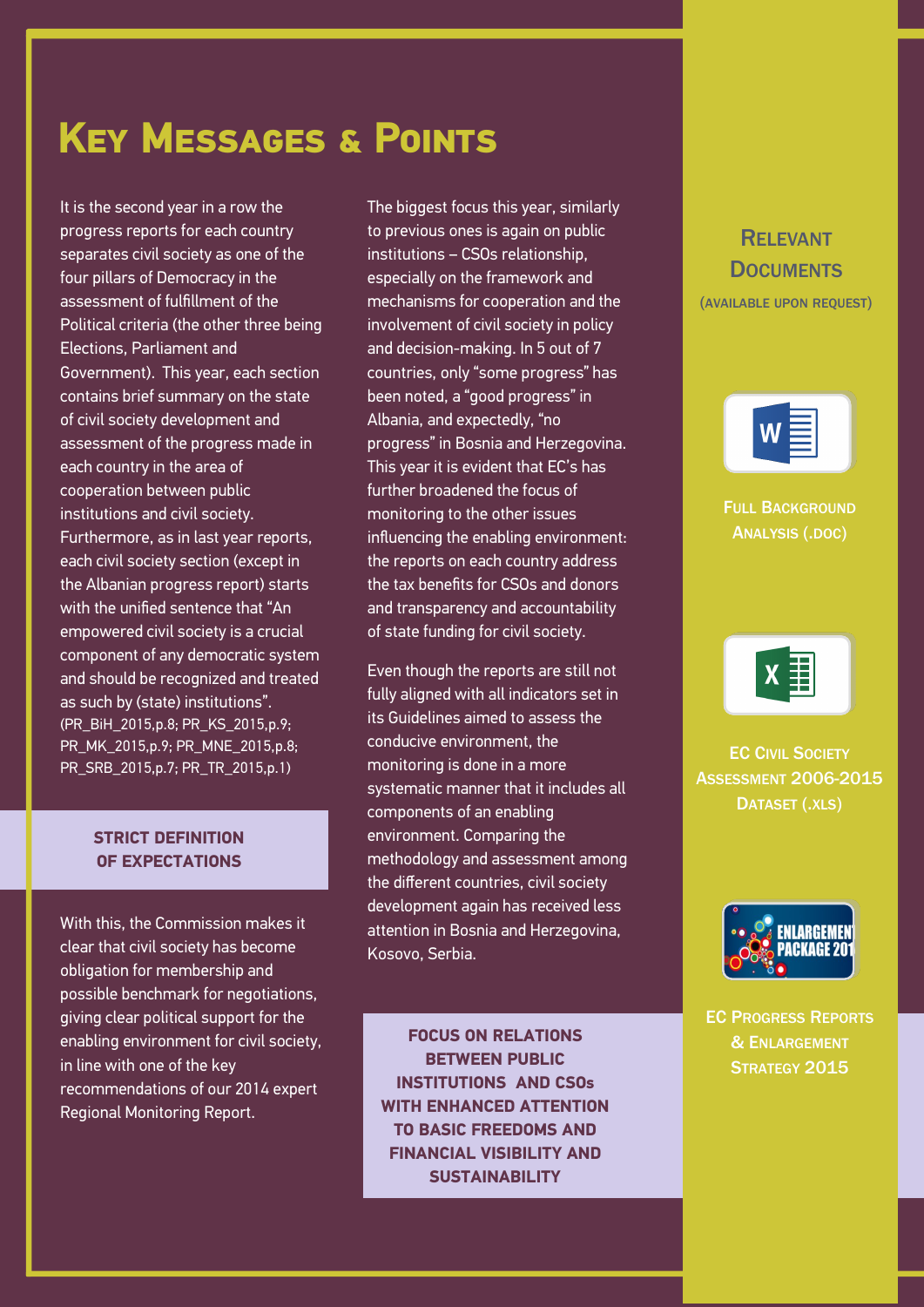# Key Messages & Points

It is the second year in a row the progress reports for each country separates civil society as one of the four pillars of Democracy in the assessment of fulfillment of the Political criteria (the other three being Elections, Parliament and Government). This year, each section contains brief summary on the state of civil society development and assessment of the progress made in each country in the area of cooperation between public institutions and civil society. Furthermore, as in last year reports, each civil society section (except in the Albanian progress report) starts with the unified sentence that "An empowered civil society is a crucial component of any democratic system and should be recognized and treated as such by (state) institutions". (PR_BiH_2015,p.8; PR_KS_2015,p.9; PR_MK_2015,p.9; PR_MNE_2015,p.8; PR_SRB_2015,p.7; PR_TR_2015,p.1)

**STRICT DEFINITION OF EXPECTATIONS**

With this, the Commission makes it clear that civil society has become obligation for membership and possible benchmark for negotiations, giving clear political support for the enabling environment for civil society, in line with one of the key recommendations of our 2014 expert Regional Monitoring Report.

The biggest focus this year, similarly to previous ones is again on public institutions – CSOs relationship, especially on the framework and mechanisms for cooperation and the involvement of civil society in policy and decision-making. In 5 out of 7 countries, only "some progress" has been noted, a "good progress" in Albania, and expectedly, "no progress" in Bosnia and Herzegovina. This year it is evident that EC's has further broadened the focus of monitoring to the other issues influencing the enabling environment: the reports on each country address the tax benefits for CSOs and donors and transparency and accountability of state funding for civil society.

Even though the reports are still not fully aligned with all indicators set in its Guidelines aimed to assess the conducive environment, the monitoring is done in a more systematic manner that it includes all components of an enabling environment. Comparing the methodology and assessment among the different countries, civil society development again has received less attention in Bosnia and Herzegovina, Kosovo, Serbia.

**FOCUS ON RELATIONS BETWEEN PUBLIC INSTITUTIONS AND CSOs WITH ENHANCED ATTENTION TO BASIC FREEDOMS AND FINANCIAL VISIBILITY AND SUSTAINABILITY**

## Relevant Documents

(available upon request)

Full Background Analysis (.doc)

EC Civil Society Assessment 2006-2015 Dataset (.xls)

EC Progress Reports & Enlargement Strategy 2015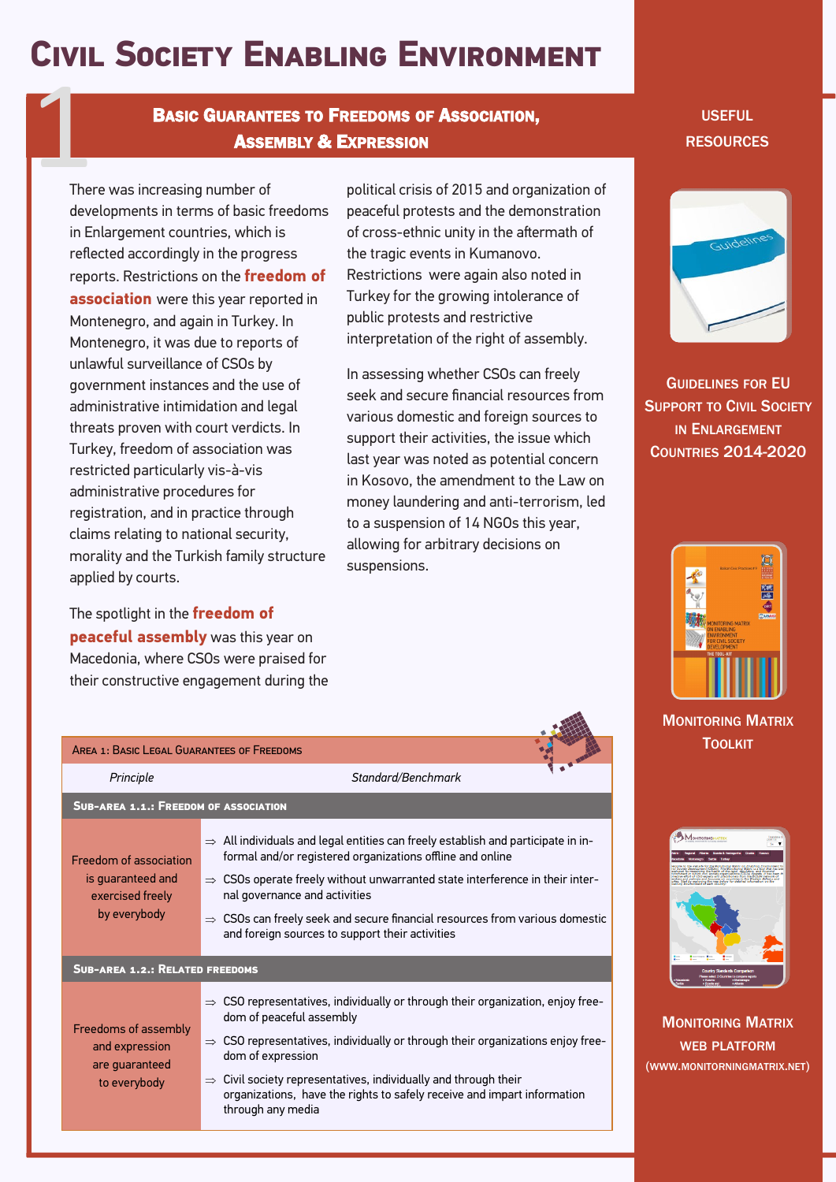# Civil Society Enabling Environment

## 1 Basic Guarantees to Freedoms of Association, Assembly & Expression

There was increasing number of developments in terms of basic freedoms in Enlargement countries, which is reflected accordingly in the progress reports. Restrictions on the **freedom of association** were this year reported in Montenegro, and again in Turkey. In Montenegro, it was due to reports of unlawful surveillance of CSOs by government instances and the use of administrative intimidation and legal threats proven with court verdicts. In Turkey, freedom of association was restricted particularly vis-à-vis administrative procedures for registration, and in practice through claims relating to national security, morality and the Turkish family structure applied by courts.

The spotlight in the **freedom of peaceful assembly** was this year on Macedonia, where CSOs were praised for their constructive engagement during the political crisis of 2015 and organization of peaceful protests and the demonstration of cross-ethnic unity in the aftermath of the tragic events in Kumanovo. Restrictions were again also noted in Turkey for the growing intolerance of public protests and restrictive interpretation of the right of assembly.

In assessing whether CSOs can freely seek and secure financial resources from various domestic and foreign sources to support their activities, the issue which last year was noted as potential concern in Kosovo, the amendment to the Law on money laundering and anti-terrorism, led to a suspension of 14 NGOs this year, allowing for arbitrary decisions on suspensions.

| Area 1: Basic Legal Guarantees of Freedoms | |
|---|---|
| *Principle* | *Standard/Benchmark* |
| **Sub-area 1.1.: Freedom of association** | |
| Freedom of association is guaranteed and exercised freely by everybody | ⇒ All individuals and legal entities can freely establish and participate in informal and/or registered organizations offline and online<br>⇒ CSOs operate freely without unwarranted state interference in their internal governance and activities<br>⇒ CSOs can freely seek and secure financial resources from various domestic and foreign sources to support their activities |
| **Sub-area 1.2.: Related freedoms** | |
| Freedoms of assembly and expression are guaranteed to everybody | ⇒ CSO representatives, individually or through their organization, enjoy freedom of peaceful assembly<br>⇒ CSO representatives, individually or through their organizations enjoy freedom of expression<br>⇒ Civil society representatives, individually and through their organizations, have the rights to safely receive and impart information through any media |

### Useful Resources

Guidelines for EU Support to Civil Society in Enlargement Countries 2014-2020

Monitoring Matrix Toolkit

Monitoring Matrix web platform (www.monitorningmatrix.net)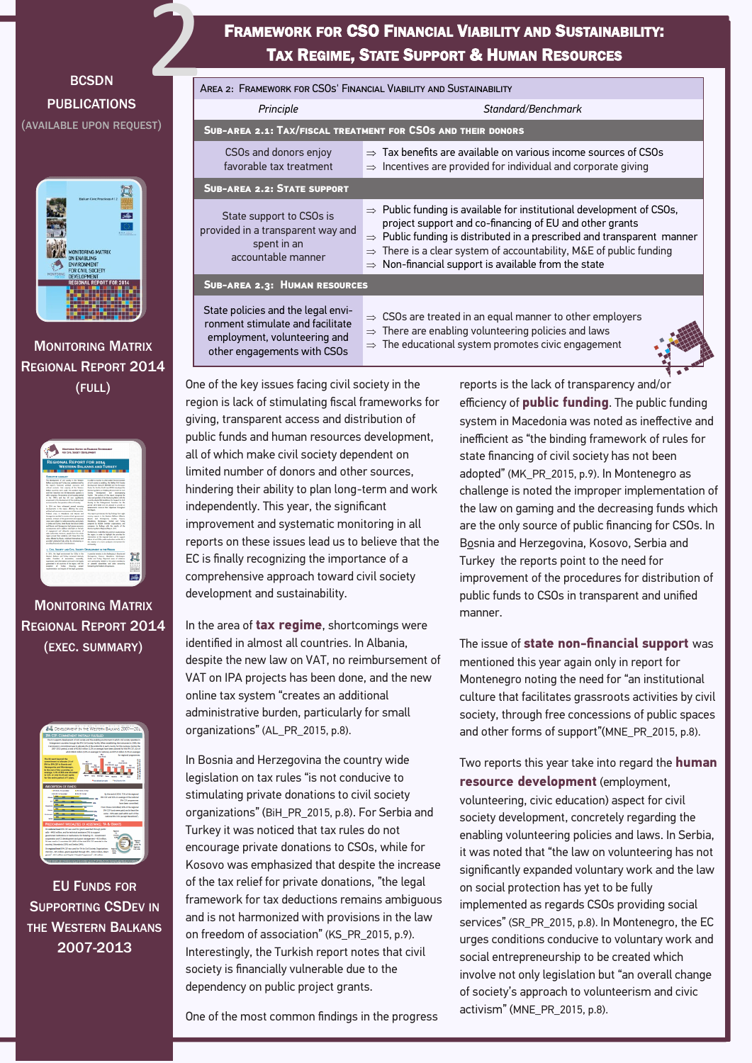# 2 Framework for CSO Financial Viability and Sustainability: Tax Regime, State Support & Human Resources

## BCSDN Publications
(available upon request)

Monitoring Matrix Regional Report 2014 (full)

Monitoring Matrix Regional Report 2014 (exec. summary)

EU Funds for Supporting CSDev in the Western Balkans 2007-2013

| Area 2: Framework for CSOs' Financial Viability and Sustainability | |
|---|---|
| *Principle* | *Standard/Benchmark* |
| **Sub-area 2.1: Tax/fiscal treatment for CSOs and their donors** | |
| CSOs and donors enjoy favorable tax treatment | ⇒ Tax benefits are available on various income sources of CSOs<br>⇒ Incentives are provided for individual and corporate giving |
| **Sub-area 2.2: State support** | |
| State support to CSOs is provided in a transparent way and spent in an accountable manner | ⇒ Public funding is available for institutional development of CSOs, project support and co-financing of EU and other grants<br>⇒ Public funding is distributed in a prescribed and transparent manner<br>⇒ There is a clear system of accountability, M&E of public funding<br>⇒ Non-financial support is available from the state |
| **Sub-area 2.3: Human resources** | |
| State policies and the legal environment stimulate and facilitate employment, volunteering and other engagements with CSOs | ⇒ CSOs are treated in an equal manner to other employers<br>⇒ There are enabling volunteering policies and laws<br>⇒ The educational system promotes civic engagement |

One of the key issues facing civil society in the region is lack of stimulating fiscal frameworks for giving, transparent access and distribution of public funds and human resources development, all of which make civil society dependent on limited number of donors and other sources, hindering their ability to plan long-term and work independently. This year, the significant improvement and systematic monitoring in all reports on these issues lead us to believe that the EC is finally recognizing the importance of a comprehensive approach toward civil society development and sustainability.

In the area of **tax regime**, shortcomings were identified in almost all countries. In Albania, despite the new law on VAT, no reimbursement of VAT on IPA projects has been done, and the new online tax system "creates an additional administrative burden, particularly for small organizations" (AL_PR_2015, p.8).

In Bosnia and Herzegovina the country wide legislation on tax rules "is not conducive to stimulating private donations to civil society organizations" (BiH_PR_2015, p.8). For Serbia and Turkey it was noticed that tax rules do not encourage private donations to CSOs, while for Kosovo was emphasized that despite the increase of the tax relief for private donations, "the legal framework for tax deductions remains ambiguous and is not harmonized with provisions in the law on freedom of association" (KS_PR_2015, p.9). Interestingly, the Turkish report notes that civil society is financially vulnerable due to the dependency on public project grants.

One of the most common findings in the progress reports is the lack of transparency and/or efficiency of **public funding**. The public funding system in Macedonia was noted as ineffective and inefficient as "the binding framework of rules for state financing of civil society has not been adopted" (MK_PR_2015, p.9). In Montenegro as challenge is noted the improper implementation of the law on gaming and the decreasing funds which are the only source of public financing for CSOs. In Bosnia and Herzegovina, Kosovo, Serbia and Turkey the reports point to the need for improvement of the procedures for distribution of public funds to CSOs in transparent and unified manner.

The issue of **state non-financial support** was mentioned this year again only in report for Montenegro noting the need for "an institutional culture that facilitates grassroots activities by civil society, through free concessions of public spaces and other forms of support"(MNE_PR_2015, p.8).

Two reports this year take into regard the **human resource development** (employment, volunteering, civic education) aspect for civil society development, concretely regarding the enabling volunteering policies and laws. In Serbia, it was noted that "the law on volunteering has not significantly expanded voluntary work and the law on social protection has yet to be fully implemented as regards CSOs providing social services" (SR_PR_2015, p.8). In Montenegro, the EC urges conditions conducive to voluntary work and social entrepreneurship to be created which involve not only legislation but "an overall change of society's approach to volunteerism and civic activism" (MNE_PR_2015, p.8).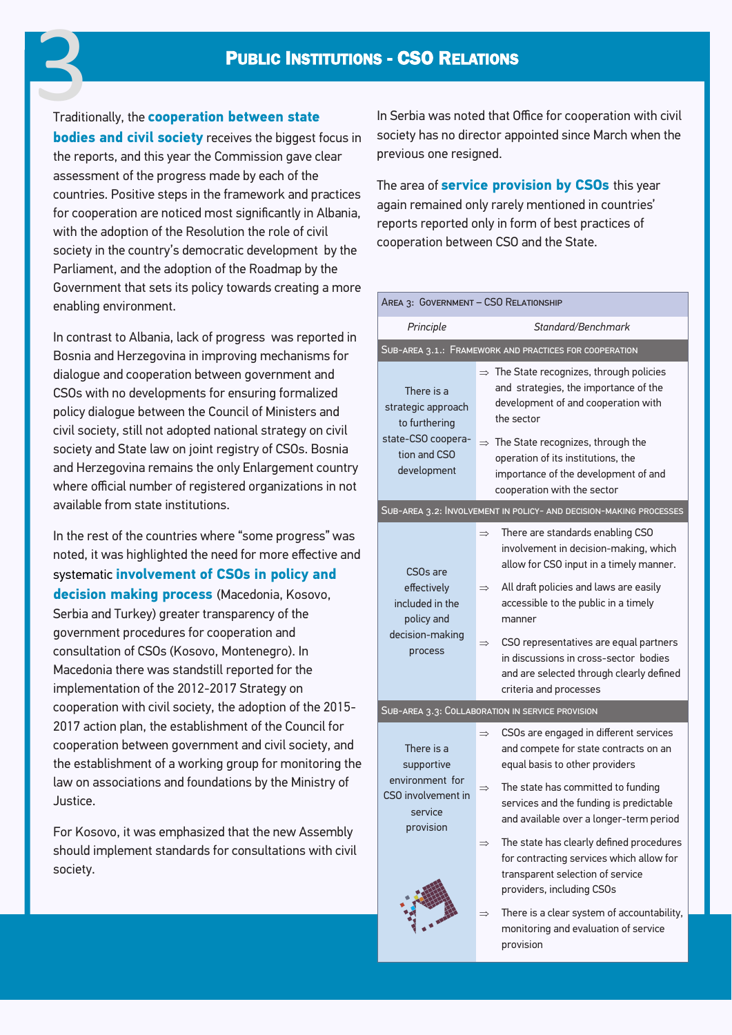# 3 Public Institutions - CSO Relations

Traditionally, the **cooperation between state bodies and civil society** receives the biggest focus in the reports, and this year the Commission gave clear assessment of the progress made by each of the countries. Positive steps in the framework and practices for cooperation are noticed most significantly in Albania, with the adoption of the Resolution the role of civil society in the country's democratic development by the Parliament, and the adoption of the Roadmap by the Government that sets its policy towards creating a more enabling environment.

In contrast to Albania, lack of progress was reported in Bosnia and Herzegovina in improving mechanisms for dialogue and cooperation between government and CSOs with no developments for ensuring formalized policy dialogue between the Council of Ministers and civil society, still not adopted national strategy on civil society and State law on joint registry of CSOs. Bosnia and Herzegovina remains the only Enlargement country where official number of registered organizations in not available from state institutions.

In the rest of the countries where "some progress" was noted, it was highlighted the need for more effective and systematic **involvement of CSOs in policy and decision making process** (Macedonia, Kosovo, Serbia and Turkey) greater transparency of the government procedures for cooperation and consultation of CSOs (Kosovo, Montenegro). In Macedonia there was standstill reported for the implementation of the 2012-2017 Strategy on cooperation with civil society, the adoption of the 2015-2017 action plan, the establishment of the Council for cooperation between government and civil society, and the establishment of a working group for monitoring the law on associations and foundations by the Ministry of Justice.

For Kosovo, it was emphasized that the new Assembly should implement standards for consultations with civil society.

In Serbia was noted that Office for cooperation with civil society has no director appointed since March when the previous one resigned.

The area of **service provision by CSOs** this year again remained only rarely mentioned in countries' reports reported only in form of best practices of cooperation between CSO and the State.

| Area 3: Government – CSO Relationship | |
|---|---|
| *Principle* | *Standard/Benchmark* |
| **Sub-area 3.1.: Framework and practices for cooperation** | |
| There is a strategic approach to furthering state-CSO cooperation and CSO development | ⇒ The State recognizes, through policies and strategies, the importance of the development of and cooperation with the sector<br>⇒ The State recognizes, through the operation of its institutions, the importance of the development of and cooperation with the sector |
| **Sub-area 3.2: Involvement in policy- and decision-making processes** | |
| CSOs are effectively included in the policy and decision-making process | ⇒ There are standards enabling CSO involvement in decision-making, which allow for CSO input in a timely manner.<br>⇒ All draft policies and laws are easily accessible to the public in a timely manner<br>⇒ CSO representatives are equal partners in discussions in cross-sector bodies and are selected through clearly defined criteria and processes |
| **Sub-area 3.3: Collaboration in service provision** | |
| There is a supportive environment for CSO involvement in service provision | ⇒ CSOs are engaged in different services and compete for state contracts on an equal basis to other providers<br>⇒ The state has committed to funding services and the funding is predictable and available over a longer-term period<br>⇒ The state has clearly defined procedures for contracting services which allow for transparent selection of service providers, including CSOs<br>⇒ There is a clear system of accountability, monitoring and evaluation of service provision |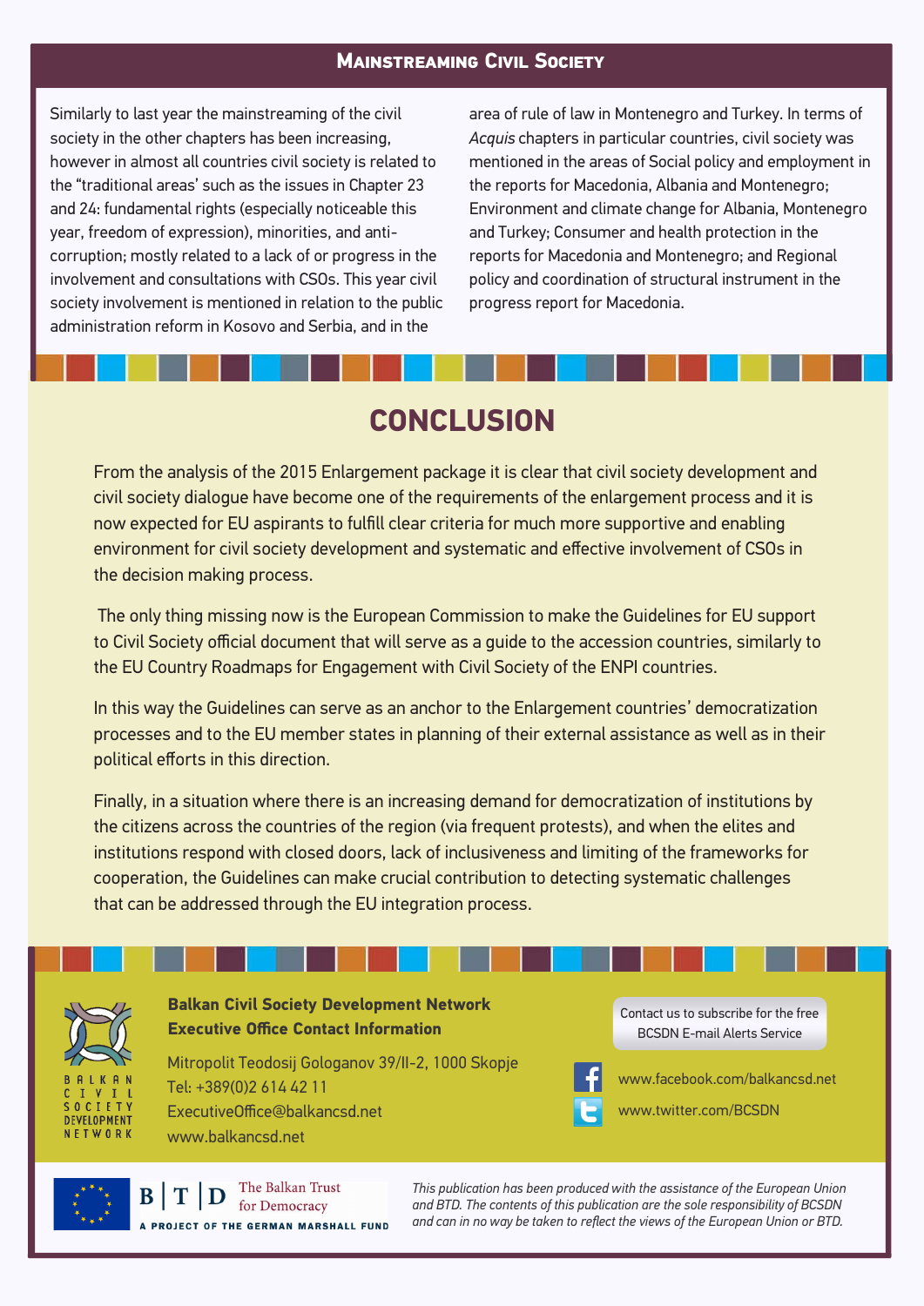## Mainstreaming Civil Society

Similarly to last year the mainstreaming of the civil society in the other chapters has been increasing, however in almost all countries civil society is related to the "traditional areas' such as the issues in Chapter 23 and 24: fundamental rights (especially noticeable this year, freedom of expression), minorities, and anti-corruption; mostly related to a lack of or progress in the involvement and consultations with CSOs. This year civil society involvement is mentioned in relation to the public administration reform in Kosovo and Serbia, and in the area of rule of law in Montenegro and Turkey. In terms of *Acquis* chapters in particular countries, civil society was mentioned in the areas of Social policy and employment in the reports for Macedonia, Albania and Montenegro; Environment and climate change for Albania, Montenegro and Turkey; Consumer and health protection in the reports for Macedonia and Montenegro; and Regional policy and coordination of structural instrument in the progress report for Macedonia.

# CONCLUSION

From the analysis of the 2015 Enlargement package it is clear that civil society development and civil society dialogue have become one of the requirements of the enlargement process and it is now expected for EU aspirants to fulfill clear criteria for much more supportive and enabling environment for civil society development and systematic and effective involvement of CSOs in the decision making process.

The only thing missing now is the European Commission to make the Guidelines for EU support to Civil Society official document that will serve as a guide to the accession countries, similarly to the EU Country Roadmaps for Engagement with Civil Society of the ENPI countries.

In this way the Guidelines can serve as an anchor to the Enlargement countries' democratization processes and to the EU member states in planning of their external assistance as well as in their political efforts in this direction.

Finally, in a situation where there is an increasing demand for democratization of institutions by the citizens across the countries of the region (via frequent protests), and when the elites and institutions respond with closed doors, lack of inclusiveness and limiting of the frameworks for cooperation, the Guidelines can make crucial contribution to detecting systematic challenges that can be addressed through the EU integration process.

BALKAN CIVIL SOCIETY DEVELOPMENT NETWORK

**Balkan Civil Society Development Network**
**Executive Office Contact Information**

Mitropolit Teodosij Gologanov 39/II-2, 1000 Skopje
Tel: +389(0)2 614 42 11
ExecutiveOffice@balkancsd.net
www.balkancsd.net

Contact us to subscribe for the free BCSDN E-mail Alerts Service

www.facebook.com/balkancsd.net
www.twitter.com/BCSDN

B | T | D The Balkan Trust for Democracy
A PROJECT OF THE GERMAN MARSHALL FUND

*This publication has been produced with the assistance of the European Union and BTD. The contents of this publication are the sole responsibility of BCSDN and can in no way be taken to reflect the views of the European Union or BTD.*